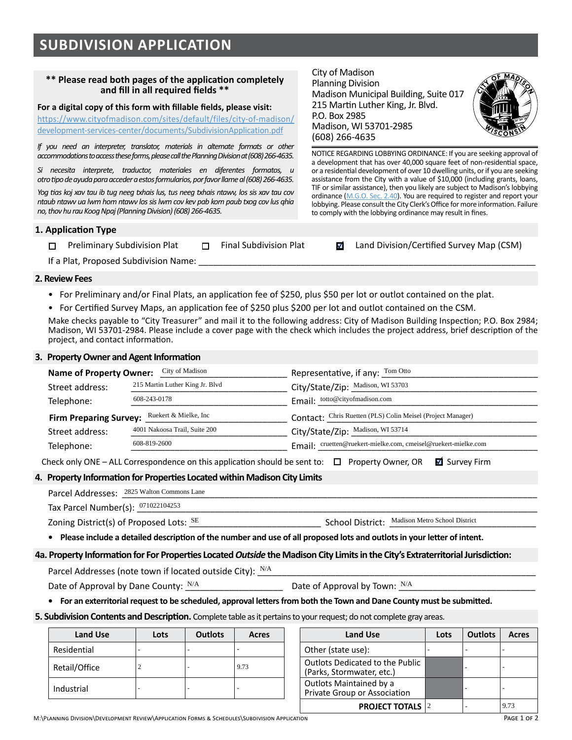# SUBDIVISION APPLICATION

**\*\* Please read both pages of the application completely and fill in all required fields \*\***

**For a digital copy of this form with fillable fields, please visit:**
https://www.cityofmadison.com/sites/default/files/city-of-madison/development-services-center/documents/SubdivisionApplication.pdf

*If you need an interpreter, translator, materials in alternate formats or other accommodations to access these forms, please call the Planning Division at (608) 266-4635.*

*Si necesita interprete, traductor, materiales en diferentes formatos, u otro tipo de ayuda para acceder a estos formularios, por favor llame al (608) 266-4635.*

*Yog tias koj xav tau ib tug neeg txhais lus, tus neeg txhais ntawv, los sis xav tau cov ntaub ntawv ua lwm hom ntawv los sis lwm cov kev pab kom paub txog cov lus qhia no, thov hu rau Koog Npaj (Planning Division) (608) 266-4635.*

City of Madison
Planning Division
Madison Municipal Building, Suite 017
215 Martin Luther King, Jr. Blvd.
P.O. Box 2985
Madison, WI 53701-2985
(608) 266-4635

NOTICE REGARDING LOBBYING ORDINANCE: If you are seeking approval of a development that has over 40,000 square feet of non-residential space, or a residential development of over 10 dwelling units, or if you are seeking assistance from the City with a value of $10,000 (including grants, loans, TIF or similar assistance), then you likely are subject to Madison's lobbying ordinance (M.G.O. Sec. 2.40). You are required to register and report your lobbying. Please consult the City Clerk's Office for more information. Failure to comply with the lobbying ordinance may result in fines.

## 1. Application Type

☐ Preliminary Subdivision Plat ☐ Final Subdivision Plat ☑ Land Division/Certified Survey Map (CSM)

If a Plat, Proposed Subdivision Name: ____________

## 2. Review Fees

- For Preliminary and/or Final Plats, an application fee of $250, plus $50 per lot or outlot contained on the plat.
- For Certified Survey Maps, an application fee of $250 plus $200 per lot and outlot contained on the CSM.

Make checks payable to "City Treasurer" and mail it to the following address: City of Madison Building Inspection; P.O. Box 2984; Madison, WI 53701-2984. Please include a cover page with the check which includes the project address, brief description of the project, and contact information.

## 3. Property Owner and Agent Information

**Name of Property Owner:** City of Madison
Street address: 215 Martin Luther King Jr. Blvd
Telephone: 608-243-0178
Representative, if any: Tom Otto
City/State/Zip: Madison, WI 53703
Email: totto@cityofmadison.com

**Firm Preparing Survey:** Ruekert & Mielke, Inc
Street address: 4001 Nakoosa Trail, Suite 200
Telephone: 608-819-2600
Contact: Chris Ruetten (PLS) Colin Meisel (Project Manager)
City/State/Zip: Madison, WI 53714
Email: cruetten@ruekert-mielke.com, cmeisel@ruekert-mielke.com

Check only ONE – ALL Correspondence on this application should be sent to: ☐ Property Owner, OR ☑ Survey Firm

## 4. Property Information for Properties Located within Madison City Limits

Parcel Addresses: 2825 Walton Commons Lane
Tax Parcel Number(s): 071022104253
Zoning District(s) of Proposed Lots: SE
School District: Madison Metro School District

- **Please include a detailed description of the number and use of all proposed lots and outlots in your letter of intent.**

## 4a. Property Information for For Properties Located *Outside* the Madison City Limits in the City's Extraterritorial Jurisdiction:

Parcel Addresses (note town if located outside City): N/A
Date of Approval by Dane County: N/A
Date of Approval by Town: N/A

- **For an exterritorial request to be scheduled, approval letters from both the Town and Dane County must be submitted.**

## 5. Subdivision Contents and Description.

Complete table as it pertains to your request; do not complete gray areas.

| Land Use | Lots | Outlots | Acres |
|---|---|---|---|
| Residential | - | - | - |
| Retail/Office | 2 | - | 9.73 |
| Industrial | - | - | - |

| Land Use | Lots | Outlots | Acres |
|---|---|---|---|
| Other (state use): | - | - | - |
| Outlots Dedicated to the Public (Parks, Stormwater, etc.) | | - | - |
| Outlots Maintained by a Private Group or Association | | - | - |
| **PROJECT TOTALS** | 2 | - | 9.73 |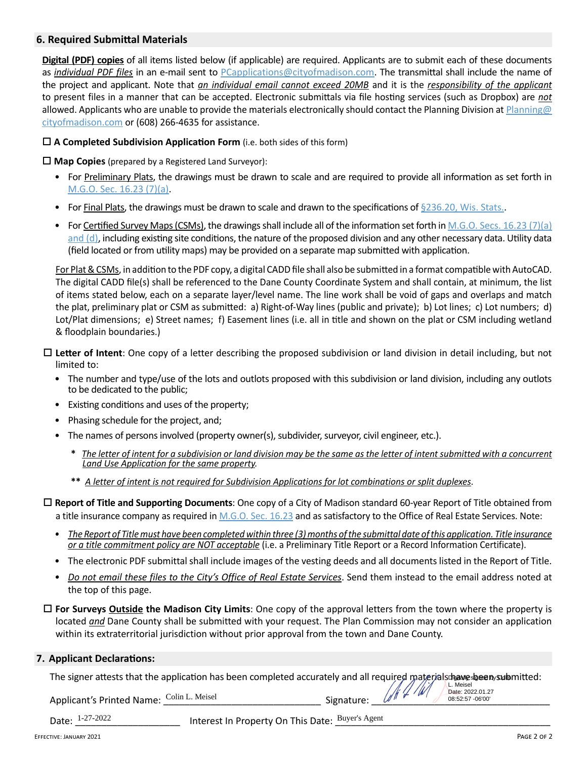## 6. Required Submittal Materials

**Digital (PDF) copies** of all items listed below (if applicable) are required. Applicants are to submit each of these documents as *individual PDF files* in an e-mail sent to PCapplications@cityofmadison.com. The transmittal shall include the name of the project and applicant. Note that *an individual email cannot exceed 20MB* and it is the *responsibility of the applicant* to present files in a manner that can be accepted. Electronic submittals via file hosting services (such as Dropbox) are *not* allowed. Applicants who are unable to provide the materials electronically should contact the Planning Division at Planning@cityofmadison.com or (608) 266-4635 for assistance.

☐ **A Completed Subdivision Application Form** (i.e. both sides of this form)

☐ **Map Copies** (prepared by a Registered Land Surveyor):

- For Preliminary Plats, the drawings must be drawn to scale and are required to provide all information as set forth in M.G.O. Sec. 16.23 (7)(a).
- For Final Plats, the drawings must be drawn to scale and drawn to the specifications of §236.20, Wis. Stats..
- For Certified Survey Maps (CSMs), the drawings shall include all of the information set forth in M.G.O. Secs. 16.23 (7)(a) and (d), including existing site conditions, the nature of the proposed division and any other necessary data. Utility data (field located or from utility maps) may be provided on a separate map submitted with application.

For Plat & CSMs, in addition to the PDF copy, a digital CADD file shall also be submitted in a format compatible with AutoCAD. The digital CADD file(s) shall be referenced to the Dane County Coordinate System and shall contain, at minimum, the list of items stated below, each on a separate layer/level name. The line work shall be void of gaps and overlaps and match the plat, preliminary plat or CSM as submitted: a) Right-of-Way lines (public and private); b) Lot lines; c) Lot numbers; d) Lot/Plat dimensions; e) Street names; f) Easement lines (i.e. all in title and shown on the plat or CSM including wetland & floodplain boundaries.)

☐ **Letter of Intent**: One copy of a letter describing the proposed subdivision or land division in detail including, but not limited to:

- The number and type/use of the lots and outlots proposed with this subdivision or land division, including any outlots to be dedicated to the public;
- Existing conditions and uses of the property;
- Phasing schedule for the project, and;
- The names of persons involved (property owner(s), subdivider, surveyor, civil engineer, etc.).

  \* *The letter of intent for a subdivision or land division may be the same as the letter of intent submitted with a concurrent Land Use Application for the same property.*

  \*\* *A letter of intent is not required for Subdivision Applications for lot combinations or split duplexes.*

☐ **Report of Title and Supporting Documents**: One copy of a City of Madison standard 60-year Report of Title obtained from a title insurance company as required in M.G.O. Sec. 16.23 and as satisfactory to the Office of Real Estate Services. Note:

- *The Report of Title must have been completed within three (3) months of the submittal date of this application. Title insurance or a title commitment policy are NOT acceptable* (i.e. a Preliminary Title Report or a Record Information Certificate).
- The electronic PDF submittal shall include images of the vesting deeds and all documents listed in the Report of Title.
- *Do not email these files to the City's Office of Real Estate Services*. Send them instead to the email address noted at the top of this page.

☐ **For Surveys Outside the Madison City Limits**: One copy of the approval letters from the town where the property is located *and* Dane County shall be submitted with your request. The Plan Commission may not consider an application within its extraterritorial jurisdiction without prior approval from the town and Dane County.

## 7. Applicant Declarations:

The signer attests that the application has been completed accurately and all required materials have been submitted:

Applicant's Printed Name: Colin L. Meisel Signature: [signature] Digitally signed by Colin L. Meisel Date: 2022.01.27 08:52:57 -06'00'

Date: 1-27-2022 Interest In Property On This Date: Buyer's Agent

Effective: January 2021